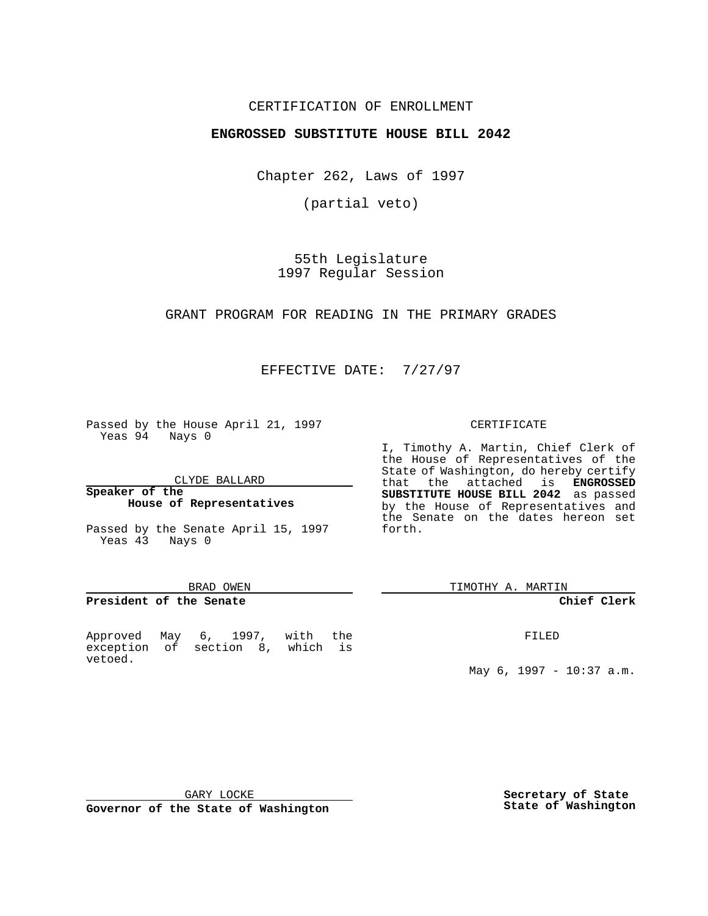CERTIFICATION OF ENROLLMENT

**ENGROSSED SUBSTITUTE HOUSE BILL 2042**

Chapter 262, Laws of 1997

(partial veto)

55th Legislature
1997 Regular Session

GRANT PROGRAM FOR READING IN THE PRIMARY GRADES

EFFECTIVE DATE: 7/27/97

Passed by the House April 21, 1997
Yeas 94 Nays 0

CLYDE BALLARD

**Speaker of the House of Representatives**

Passed by the Senate April 15, 1997
Yeas 43 Nays 0

BRAD OWEN

**President of the Senate**

Approved May 6, 1997, with the exception of section 8, which is vetoed.

GARY LOCKE

**Governor of the State of Washington**

CERTIFICATE

I, Timothy A. Martin, Chief Clerk of the House of Representatives of the State of Washington, do hereby certify that the attached is **ENGROSSED SUBSTITUTE HOUSE BILL 2042** as passed by the House of Representatives and the Senate on the dates hereon set forth.

TIMOTHY A. MARTIN

**Chief Clerk**

FILED

May 6, 1997 - 10:37 a.m.

**Secretary of State**
**State of Washington**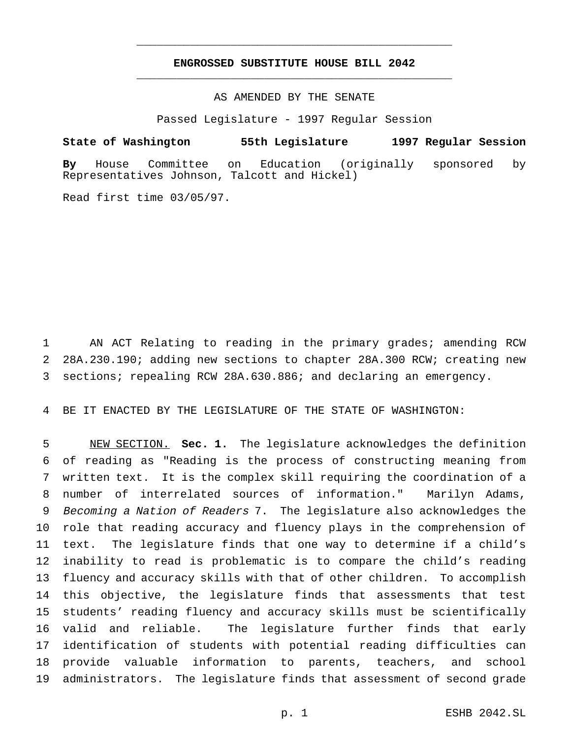# ENGROSSED SUBSTITUTE HOUSE BILL 2042

AS AMENDED BY THE SENATE

Passed Legislature - 1997 Regular Session

**State of Washington 55th Legislature 1997 Regular Session**

**By** House Committee on Education (originally sponsored by Representatives Johnson, Talcott and Hickel)

Read first time 03/05/97.

AN ACT Relating to reading in the primary grades; amending RCW 28A.230.190; adding new sections to chapter 28A.300 RCW; creating new sections; repealing RCW 28A.630.886; and declaring an emergency.

BE IT ENACTED BY THE LEGISLATURE OF THE STATE OF WASHINGTON:

NEW SECTION. **Sec. 1.** The legislature acknowledges the definition of reading as "Reading is the process of constructing meaning from written text. It is the complex skill requiring the coordination of a number of interrelated sources of information." Marilyn Adams, *Becoming a Nation of Readers* 7. The legislature also acknowledges the role that reading accuracy and fluency plays in the comprehension of text. The legislature finds that one way to determine if a child's inability to read is problematic is to compare the child's reading fluency and accuracy skills with that of other children. To accomplish this objective, the legislature finds that assessments that test students' reading fluency and accuracy skills must be scientifically valid and reliable. The legislature further finds that early identification of students with potential reading difficulties can provide valuable information to parents, teachers, and school administrators. The legislature finds that assessment of second grade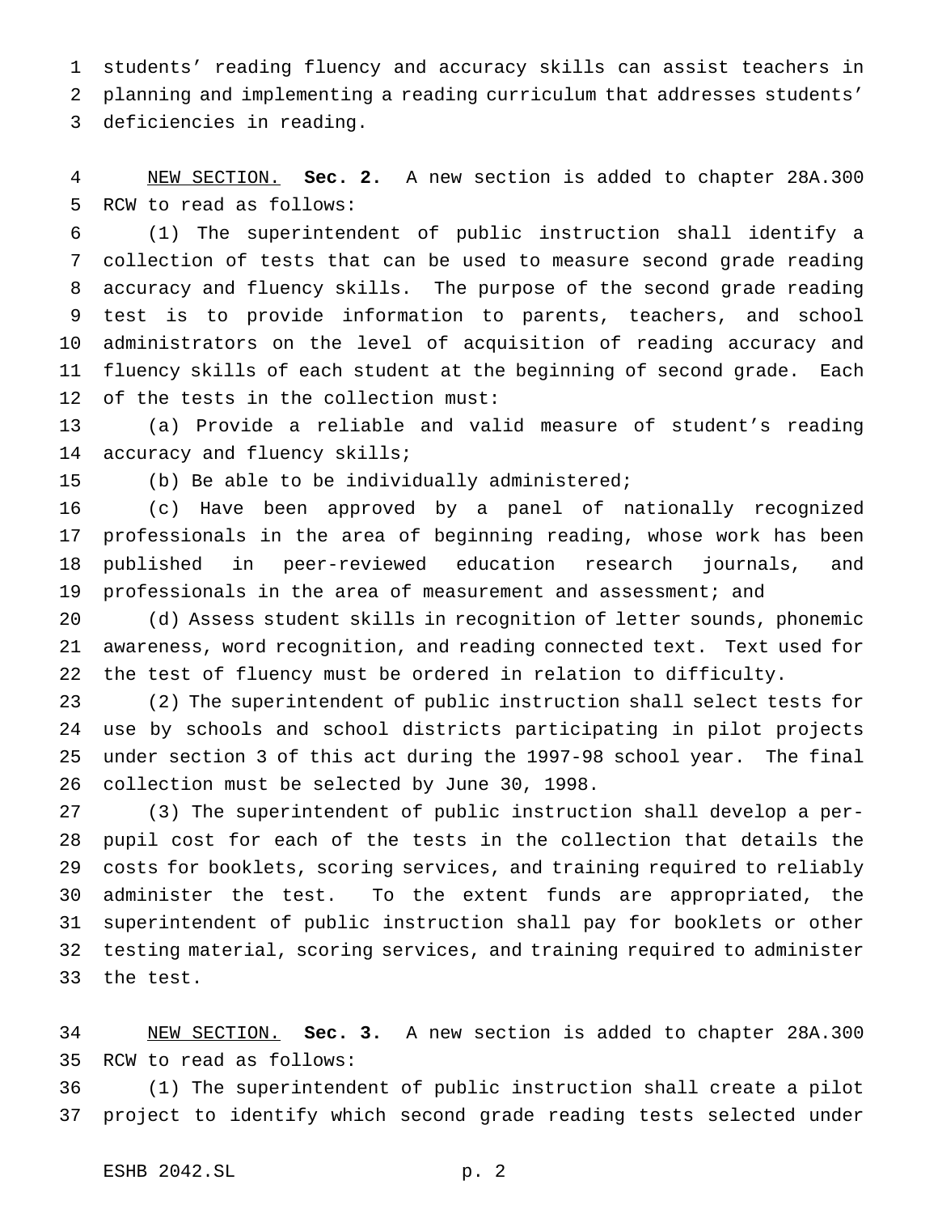students' reading fluency and accuracy skills can assist teachers in planning and implementing a reading curriculum that addresses students' deficiencies in reading.

NEW SECTION. **Sec. 2.** A new section is added to chapter 28A.300 RCW to read as follows:

(1) The superintendent of public instruction shall identify a collection of tests that can be used to measure second grade reading accuracy and fluency skills. The purpose of the second grade reading test is to provide information to parents, teachers, and school administrators on the level of acquisition of reading accuracy and fluency skills of each student at the beginning of second grade. Each of the tests in the collection must:

(a) Provide a reliable and valid measure of student's reading accuracy and fluency skills;

(b) Be able to be individually administered;

(c) Have been approved by a panel of nationally recognized professionals in the area of beginning reading, whose work has been published in peer-reviewed education research journals, and professionals in the area of measurement and assessment; and

(d) Assess student skills in recognition of letter sounds, phonemic awareness, word recognition, and reading connected text. Text used for the test of fluency must be ordered in relation to difficulty.

(2) The superintendent of public instruction shall select tests for use by schools and school districts participating in pilot projects under section 3 of this act during the 1997-98 school year. The final collection must be selected by June 30, 1998.

(3) The superintendent of public instruction shall develop a per-pupil cost for each of the tests in the collection that details the costs for booklets, scoring services, and training required to reliably administer the test. To the extent funds are appropriated, the superintendent of public instruction shall pay for booklets or other testing material, scoring services, and training required to administer the test.

NEW SECTION. **Sec. 3.** A new section is added to chapter 28A.300 RCW to read as follows:

(1) The superintendent of public instruction shall create a pilot project to identify which second grade reading tests selected under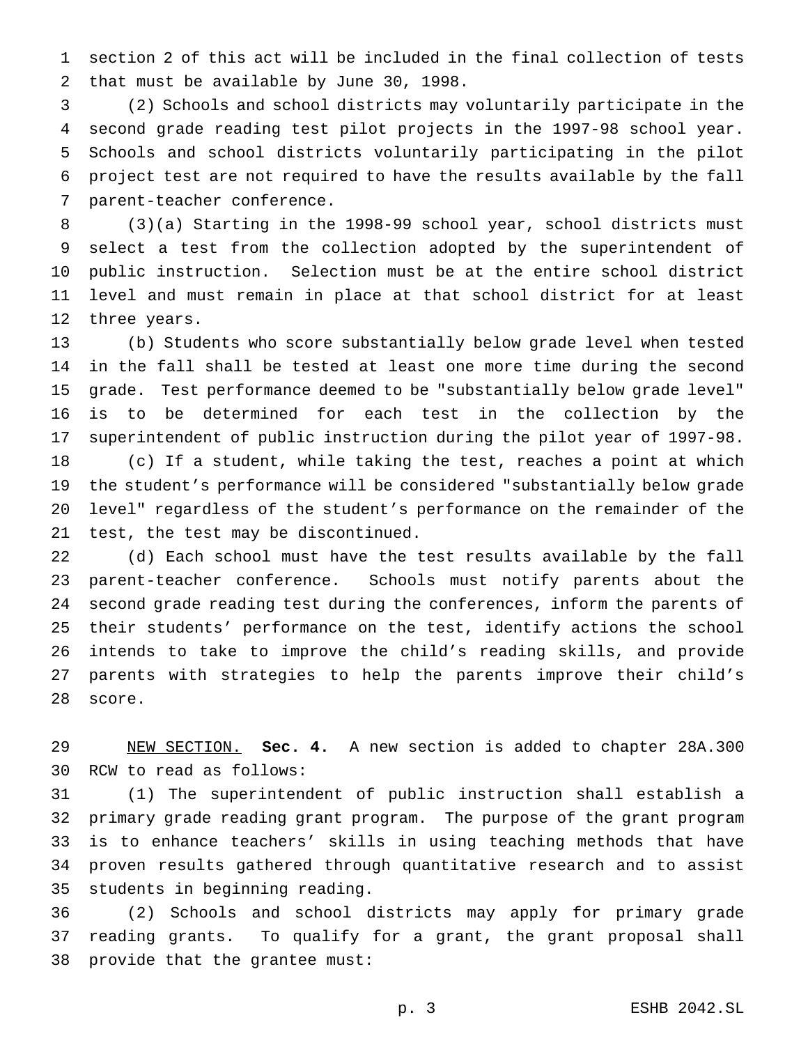section 2 of this act will be included in the final collection of tests that must be available by June 30, 1998.

(2) Schools and school districts may voluntarily participate in the second grade reading test pilot projects in the 1997-98 school year. Schools and school districts voluntarily participating in the pilot project test are not required to have the results available by the fall parent-teacher conference.

(3)(a) Starting in the 1998-99 school year, school districts must select a test from the collection adopted by the superintendent of public instruction. Selection must be at the entire school district level and must remain in place at that school district for at least three years.

(b) Students who score substantially below grade level when tested in the fall shall be tested at least one more time during the second grade. Test performance deemed to be "substantially below grade level" is to be determined for each test in the collection by the superintendent of public instruction during the pilot year of 1997-98.

(c) If a student, while taking the test, reaches a point at which the student's performance will be considered "substantially below grade level" regardless of the student's performance on the remainder of the test, the test may be discontinued.

(d) Each school must have the test results available by the fall parent-teacher conference. Schools must notify parents about the second grade reading test during the conferences, inform the parents of their students' performance on the test, identify actions the school intends to take to improve the child's reading skills, and provide parents with strategies to help the parents improve their child's score.

NEW SECTION. **Sec. 4.** A new section is added to chapter 28A.300 RCW to read as follows:

(1) The superintendent of public instruction shall establish a primary grade reading grant program. The purpose of the grant program is to enhance teachers' skills in using teaching methods that have proven results gathered through quantitative research and to assist students in beginning reading.

(2) Schools and school districts may apply for primary grade reading grants. To qualify for a grant, the grant proposal shall provide that the grantee must: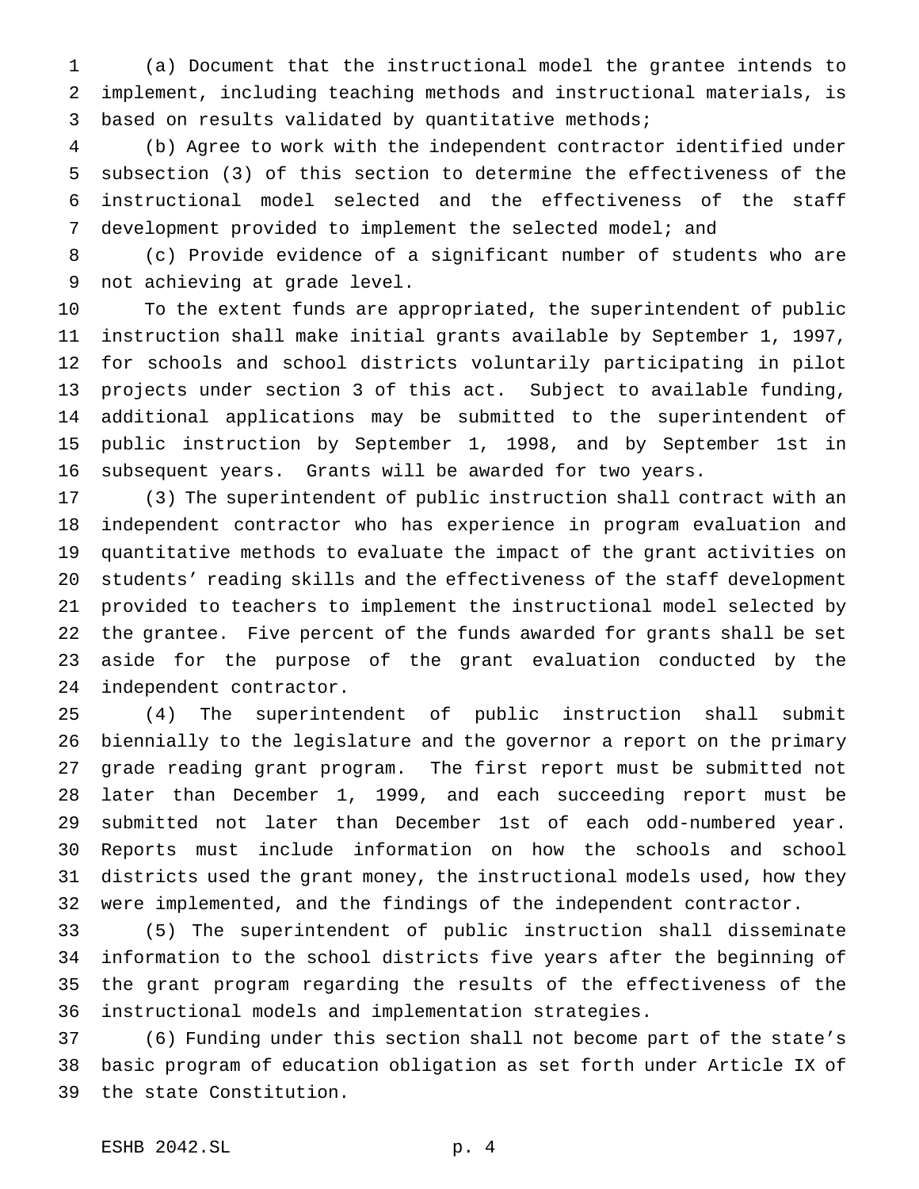(a) Document that the instructional model the grantee intends to implement, including teaching methods and instructional materials, is based on results validated by quantitative methods;

(b) Agree to work with the independent contractor identified under subsection (3) of this section to determine the effectiveness of the instructional model selected and the effectiveness of the staff development provided to implement the selected model; and

(c) Provide evidence of a significant number of students who are not achieving at grade level.

To the extent funds are appropriated, the superintendent of public instruction shall make initial grants available by September 1, 1997, for schools and school districts voluntarily participating in pilot projects under section 3 of this act. Subject to available funding, additional applications may be submitted to the superintendent of public instruction by September 1, 1998, and by September 1st in subsequent years. Grants will be awarded for two years.

(3) The superintendent of public instruction shall contract with an independent contractor who has experience in program evaluation and quantitative methods to evaluate the impact of the grant activities on students' reading skills and the effectiveness of the staff development provided to teachers to implement the instructional model selected by the grantee. Five percent of the funds awarded for grants shall be set aside for the purpose of the grant evaluation conducted by the independent contractor.

(4) The superintendent of public instruction shall submit biennially to the legislature and the governor a report on the primary grade reading grant program. The first report must be submitted not later than December 1, 1999, and each succeeding report must be submitted not later than December 1st of each odd-numbered year. Reports must include information on how the schools and school districts used the grant money, the instructional models used, how they were implemented, and the findings of the independent contractor.

(5) The superintendent of public instruction shall disseminate information to the school districts five years after the beginning of the grant program regarding the results of the effectiveness of the instructional models and implementation strategies.

(6) Funding under this section shall not become part of the state's basic program of education obligation as set forth under Article IX of the state Constitution.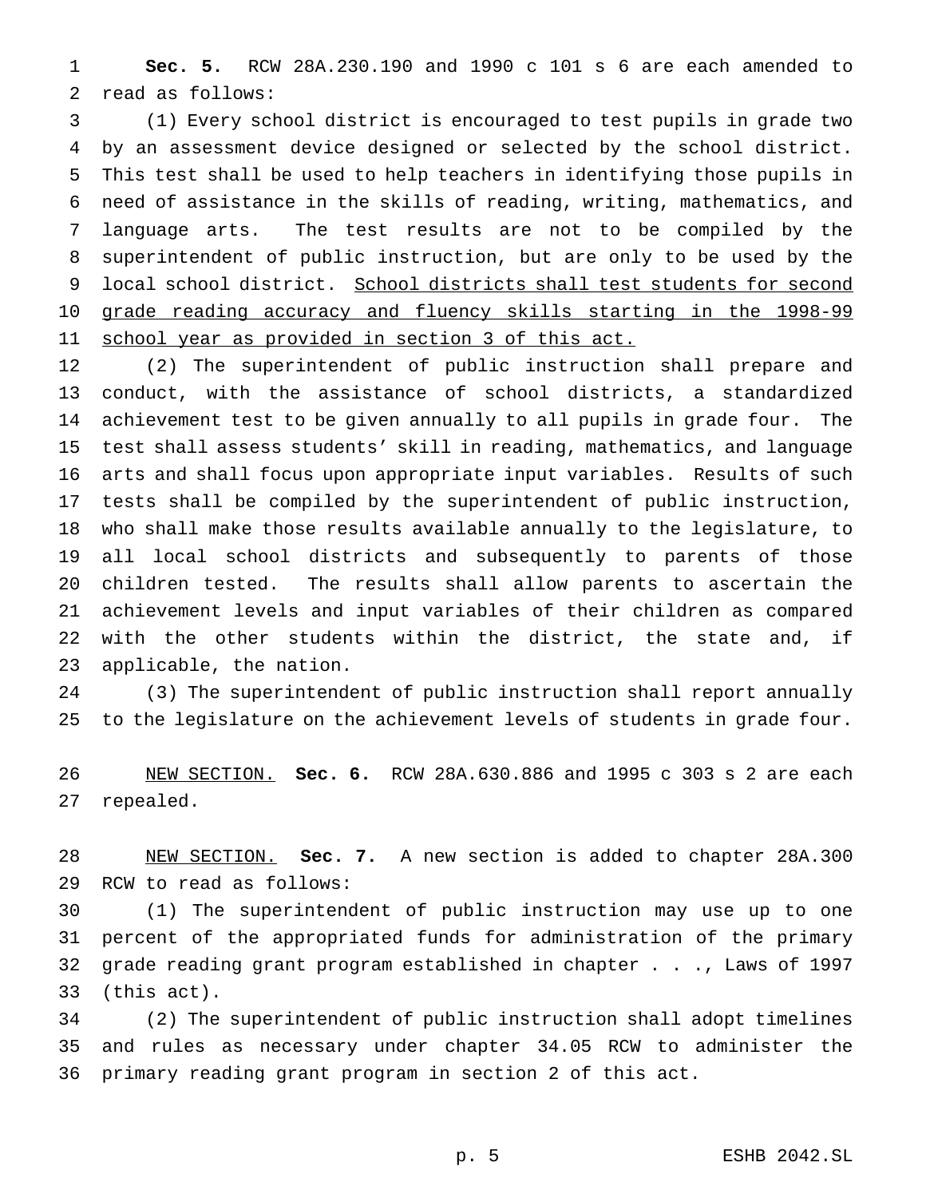**Sec. 5.** RCW 28A.230.190 and 1990 c 101 s 6 are each amended to read as follows:

(1) Every school district is encouraged to test pupils in grade two by an assessment device designed or selected by the school district. This test shall be used to help teachers in identifying those pupils in need of assistance in the skills of reading, writing, mathematics, and language arts. The test results are not to be compiled by the superintendent of public instruction, but are only to be used by the local school district. <u>School districts shall test students for second grade reading accuracy and fluency skills starting in the 1998-99 school year as provided in section 3 of this act.</u>

(2) The superintendent of public instruction shall prepare and conduct, with the assistance of school districts, a standardized achievement test to be given annually to all pupils in grade four. The test shall assess students' skill in reading, mathematics, and language arts and shall focus upon appropriate input variables. Results of such tests shall be compiled by the superintendent of public instruction, who shall make those results available annually to the legislature, to all local school districts and subsequently to parents of those children tested. The results shall allow parents to ascertain the achievement levels and input variables of their children as compared with the other students within the district, the state and, if applicable, the nation.

(3) The superintendent of public instruction shall report annually to the legislature on the achievement levels of students in grade four.

<u>NEW SECTION.</u> **Sec. 6.** RCW 28A.630.886 and 1995 c 303 s 2 are each repealed.

<u>NEW SECTION.</u> **Sec. 7.** A new section is added to chapter 28A.300 RCW to read as follows:

(1) The superintendent of public instruction may use up to one percent of the appropriated funds for administration of the primary grade reading grant program established in chapter . . ., Laws of 1997 (this act).

(2) The superintendent of public instruction shall adopt timelines and rules as necessary under chapter 34.05 RCW to administer the primary reading grant program in section 2 of this act.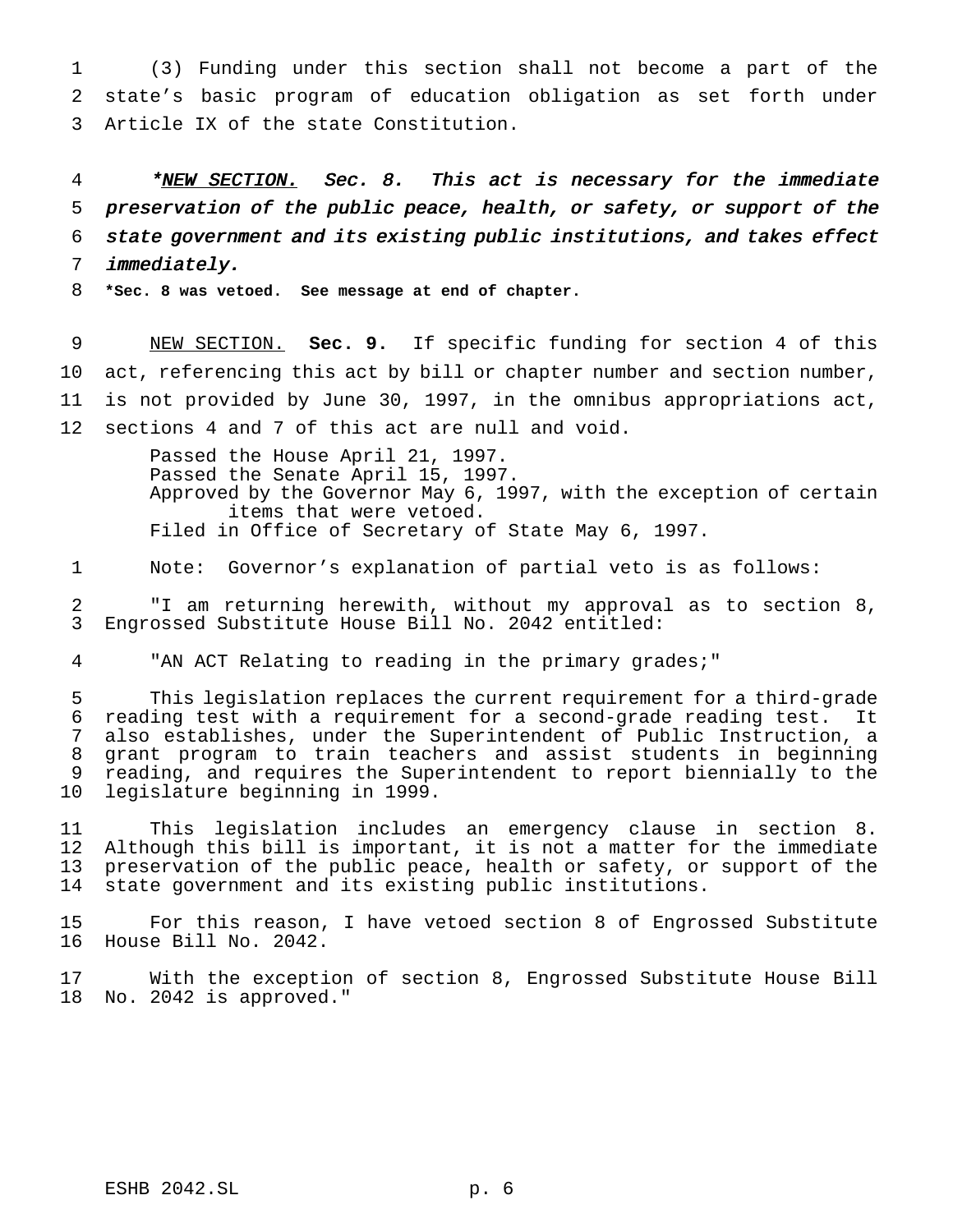(3) Funding under this section shall not become a part of the state's basic program of education obligation as set forth under Article IX of the state Constitution.

***NEW SECTION.** **Sec. 8.** ***This act is necessary for the immediate preservation of the public peace, health, or safety, or support of the state government and its existing public institutions, and takes effect immediately.***

**\*Sec. 8 was vetoed. See message at end of chapter.**

NEW SECTION. **Sec. 9.** If specific funding for section 4 of this act, referencing this act by bill or chapter number and section number, is not provided by June 30, 1997, in the omnibus appropriations act, sections 4 and 7 of this act are null and void.

Passed the House April 21, 1997.
Passed the Senate April 15, 1997.
Approved by the Governor May 6, 1997, with the exception of certain items that were vetoed.
Filed in Office of Secretary of State May 6, 1997.

Note: Governor's explanation of partial veto is as follows:

"I am returning herewith, without my approval as to section 8, Engrossed Substitute House Bill No. 2042 entitled:

"AN ACT Relating to reading in the primary grades;"

This legislation replaces the current requirement for a third-grade reading test with a requirement for a second-grade reading test. It also establishes, under the Superintendent of Public Instruction, a grant program to train teachers and assist students in beginning reading, and requires the Superintendent to report biennially to the legislature beginning in 1999.

This legislation includes an emergency clause in section 8. Although this bill is important, it is not a matter for the immediate preservation of the public peace, health or safety, or support of the state government and its existing public institutions.

For this reason, I have vetoed section 8 of Engrossed Substitute House Bill No. 2042.

With the exception of section 8, Engrossed Substitute House Bill No. 2042 is approved."